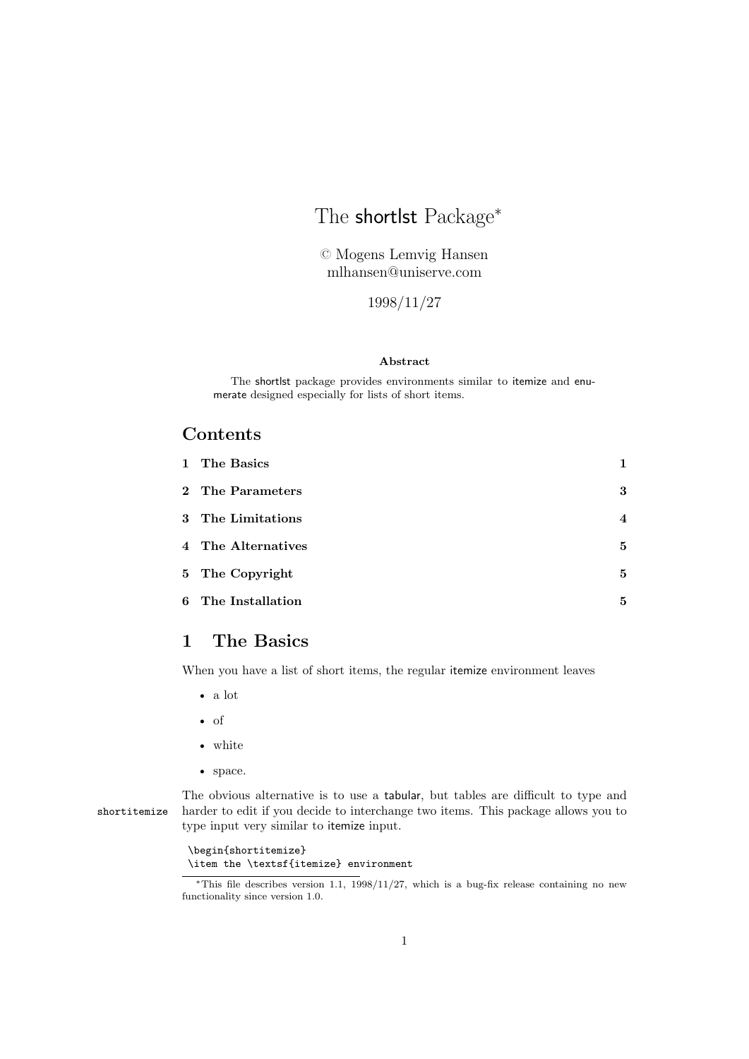# The shortlst Package*

© Mogens Lemvig Hansen
mlhansen@uniserve.com

1998/11/27

**Abstract**

The shortlst package provides environments similar to itemize and enumerate designed especially for lists of short items.

## Contents

| | | |
|---|---|---|
| 1 | **The Basics** | **1** |
| 2 | **The Parameters** | **3** |
| 3 | **The Limitations** | **4** |
| 4 | **The Alternatives** | **5** |
| 5 | **The Copyright** | **5** |
| 6 | **The Installation** | **5** |

## 1 The Basics

When you have a list of short items, the regular itemize environment leaves

- a lot
- of
- white
- space.

The obvious alternative is to use a tabular, but tables are difficult to type and harder to edit if you decide to interchange two items. This package allows you to type input very similar to itemize input.

shortitemize

```
\begin{shortitemize}
\item the \textsf{itemize} environment
```

*This file describes version 1.1, 1998/11/27, which is a bug-fix release containing no new functionality since version 1.0.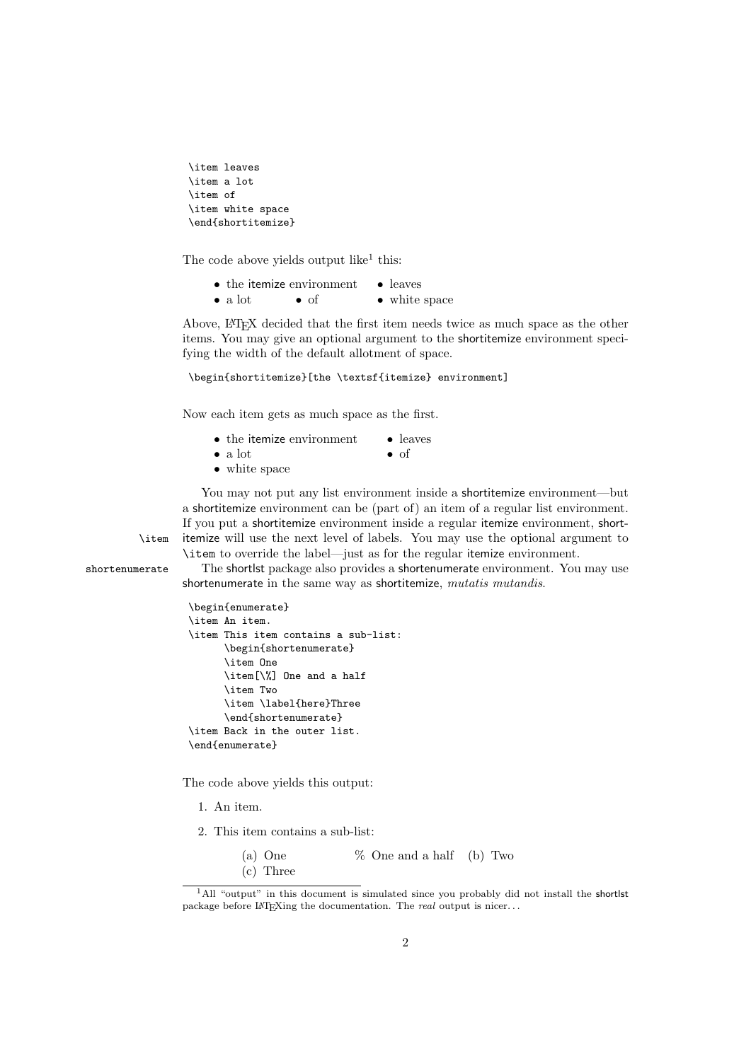```
\item leaves
\item a lot
\item of
\item white space
\end{shortitemize}
```

The code above yields output like[1] this:

- the itemize environment • leaves
- a lot • of • white space

Above, LaTeX decided that the first item needs twice as much space as the other items. You may give an optional argument to the shortitemize environment specifying the width of the default allotment of space.

```
\begin{shortitemize}[the \textsf{itemize} environment]
```

Now each item gets as much space as the first.

- the itemize environment • leaves
- a lot • of
- white space

\item You may not put any list environment inside a shortitemize environment—but a shortitemize environment can be (part of) an item of a regular list environment. If you put a shortitemize environment inside a regular itemize environment, shortitemize will use the next level of labels. You may use the optional argument to \item to override the label—just as for the regular itemize environment.

shortenumerate The shortlst package also provides a shortenumerate environment. You may use shortenumerate in the same way as shortitemize, *mutatis mutandis*.

```
\begin{enumerate}
\item An item.
\item This item contains a sub-list:
      \begin{shortenumerate}
      \item One
      \item[\%] One and a half
      \item Two
      \item \label{here}Three
      \end{shortenumerate}
\item Back in the outer list.
\end{enumerate}
```

The code above yields this output:

1. An item.
2. This item contains a sub-list:

   (a) One  % One and a half  (b) Two
   (c) Three

[1] All "output" in this document is simulated since you probably did not install the shortlst package before LaTeXing the documentation. The *real* output is nicer...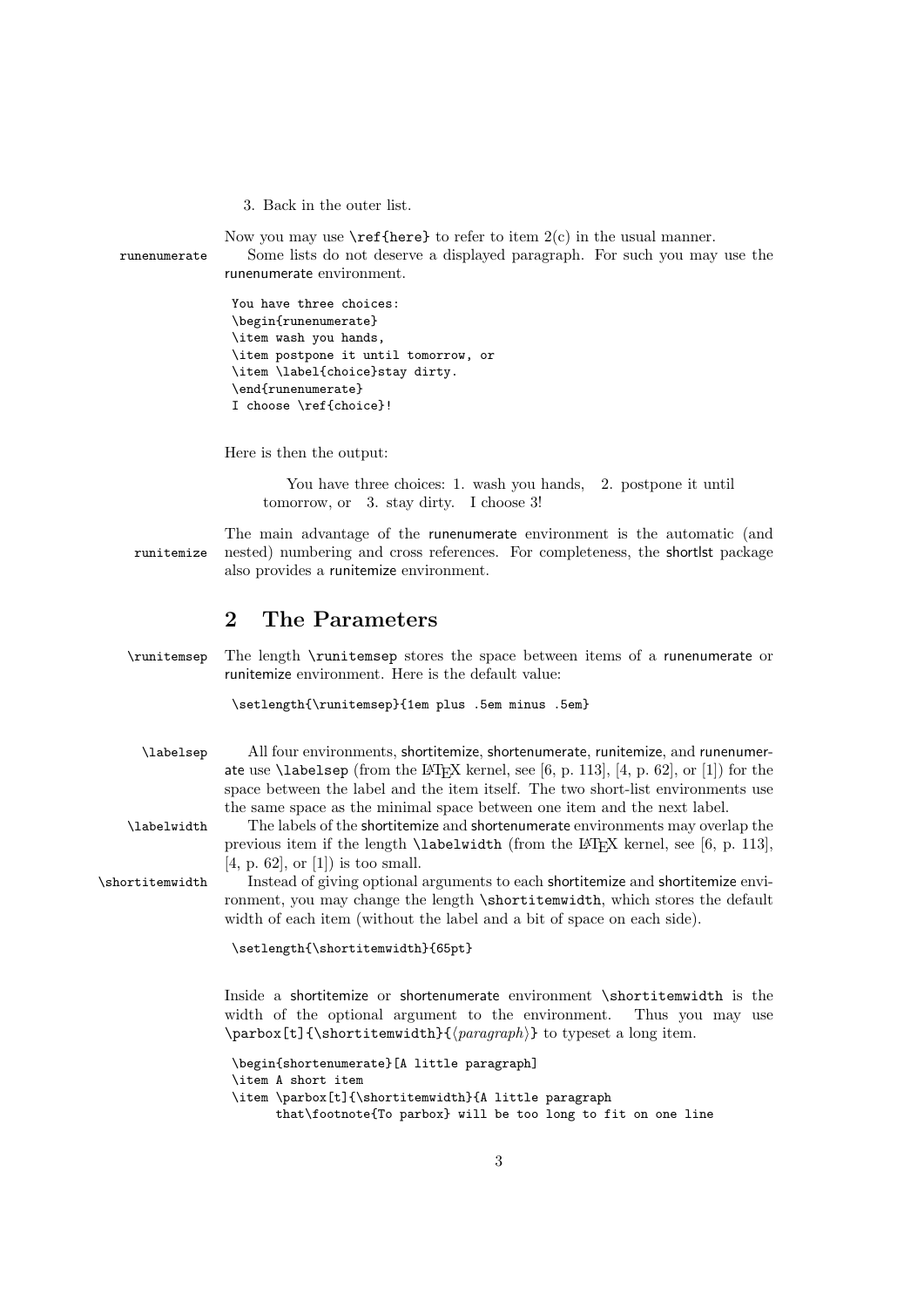3. Back in the outer list.

Now you may use `\ref{here}` to refer to item 2(c) in the usual manner.

runenumerate Some lists do not deserve a displayed paragraph. For such you may use the runenumerate environment.

```
You have three choices:
\begin{runenumerate}
\item wash you hands,
\item postpone it until tomorrow, or
\item \label{choice}stay dirty.
\end{runenumerate}
I choose \ref{choice}!
```

Here is then the output:

> You have three choices: 1. wash you hands, 2. postpone it until tomorrow, or 3. stay dirty. I choose 3!

runitemize The main advantage of the runenumerate environment is the automatic (and nested) numbering and cross references. For completeness, the shortlst package also provides a runitemize environment.

## 2 The Parameters

`\runitemsep` The length `\runitemsep` stores the space between items of a runenumerate or runitemize environment. Here is the default value:

```
\setlength{\runitemsep}{1em plus .5em minus .5em}
```

`\labelsep` All four environments, shortitemize, shortenumerate, runitemize, and runenumerate use `\labelsep` (from the LaTeX kernel, see [6, p. 113], [4, p. 62], or [1]) for the space between the label and the item itself. The two short-list environments use the same space as the minimal space between one item and the next label.

`\labelwidth` The labels of the shortitemize and shortenumerate environments may overlap the previous item if the length `\labelwidth` (from the LaTeX kernel, see [6, p. 113], [4, p. 62], or [1]) is too small.

`\shortitemwidth` Instead of giving optional arguments to each shortitemize and shortitemize environment, you may change the length `\shortitemwidth`, which stores the default width of each item (without the label and a bit of space on each side).

```
\setlength{\shortitemwidth}{65pt}
```

Inside a shortitemize or shortenumerate environment `\shortitemwidth` is the width of the optional argument to the environment. Thus you may use `\parbox[t]{\shortitemwidth}{`⟨*paragraph*⟩`}` to typeset a long item.

```
\begin{shortenumerate}[A little paragraph]
\item A short item
\item \parbox[t]{\shortitemwidth}{A little paragraph
      that\footnote{To parbox} will be too long to fit on one line
```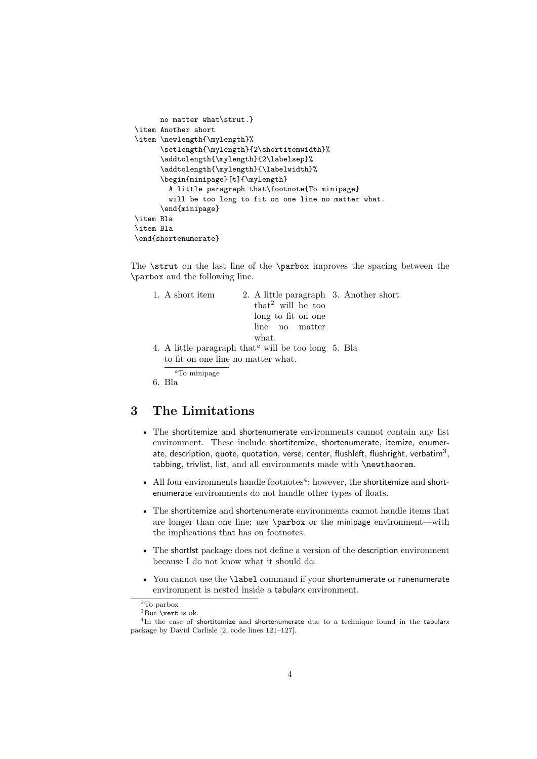```
      no matter what\strut.}
\item Another short
\item \newlength{\mylength}%
      \setlength{\mylength}{2\shortitemwidth}%
      \addtolength{\mylength}{2\labelsep}%
      \addtolength{\mylength}{\labelwidth}%
      \begin{minipage}[t]{\mylength}
        A little paragraph that\footnote{To minipage}
        will be too long to fit on one line no matter what.
      \end{minipage}
\item Bla
\item Bla
\end{shortenumerate}
```

The `\strut` on the last line of the `\parbox` improves the spacing between the `\parbox` and the following line.

1. A short item
2. A little paragraph that[2] will be too long to fit on one line no matter what.
3. Another short
4. A little paragraph that[a] will be too long to fit on one line no matter what.

   [a] To minipage
5. Bla
6. Bla

## 3 The Limitations

- The shortitemize and shortenumerate environments cannot contain any list environment. These include shortitemize, shortenumerate, itemize, enumerate, description, quote, quotation, verse, center, flushleft, flushright, verbatim[3], tabbing, trivlist, list, and all environments made with `\newtheorem`.
- All four environments handle footnotes[4]; however, the shortitemize and shortenumerate environments do not handle other types of floats.
- The shortitemize and shortenumerate environments cannot handle items that are longer than one line; use `\parbox` or the minipage environment—with the implications that has on footnotes.
- The shortlst package does not define a version of the description environment because I do not know what it should do.
- You cannot use the `\label` command if your shortenumerate or runenumerate environment is nested inside a tabularx environment.

[2] To parbox

[3] But `\verb` is ok.

[4] In the case of shortitemize and shortenumerate due to a technique found in the tabularx package by David Carlisle [2, code lines 121–127].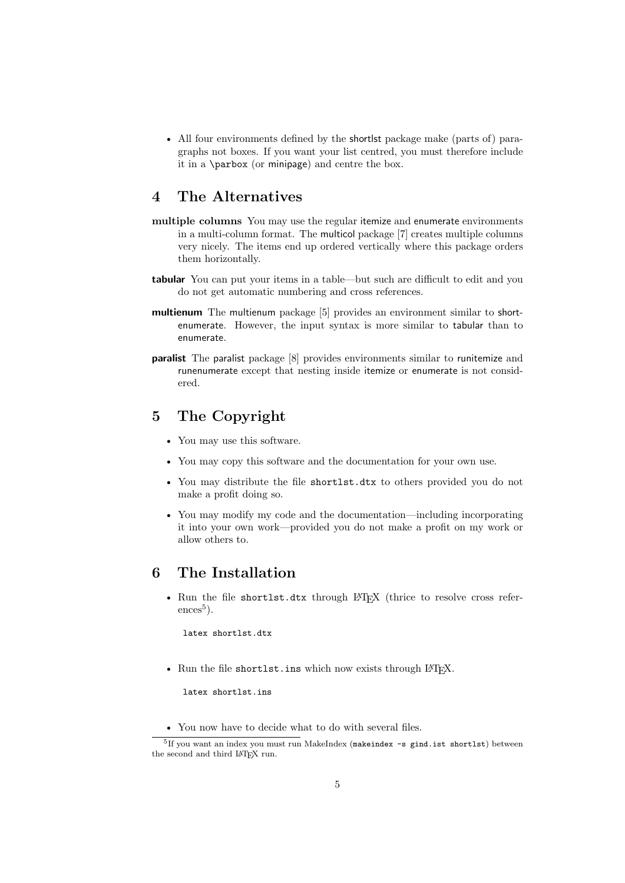- All four environments defined by the shortlst package make (parts of) paragraphs not boxes. If you want your list centred, you must therefore include it in a `\parbox` (or minipage) and centre the box.

## 4 The Alternatives

**multiple columns** You may use the regular itemize and enumerate environments in a multi-column format. The multicol package [7] creates multiple columns very nicely. The items end up ordered vertically where this package orders them horizontally.

**tabular** You can put your items in a table—but such are difficult to edit and you do not get automatic numbering and cross references.

**multienum** The multienum package [5] provides an environment similar to shortenumerate. However, the input syntax is more similar to tabular than to enumerate.

**paralist** The paralist package [8] provides environments similar to runitemize and runenumerate except that nesting inside itemize or enumerate is not considered.

## 5 The Copyright

- You may use this software.
- You may copy this software and the documentation for your own use.
- You may distribute the file `shortlst.dtx` to others provided you do not make a profit doing so.
- You may modify my code and the documentation—including incorporating it into your own work—provided you do not make a profit on my work or allow others to.

## 6 The Installation

- Run the file `shortlst.dtx` through LaTeX (thrice to resolve cross references[5]).

```
latex shortlst.dtx
```

- Run the file `shortlst.ins` which now exists through LaTeX.

```
latex shortlst.ins
```

- You now have to decide what to do with several files.

[5] If you want an index you must run MakeIndex (`makeindex -s gind.ist shortlst`) between the second and third LaTeX run.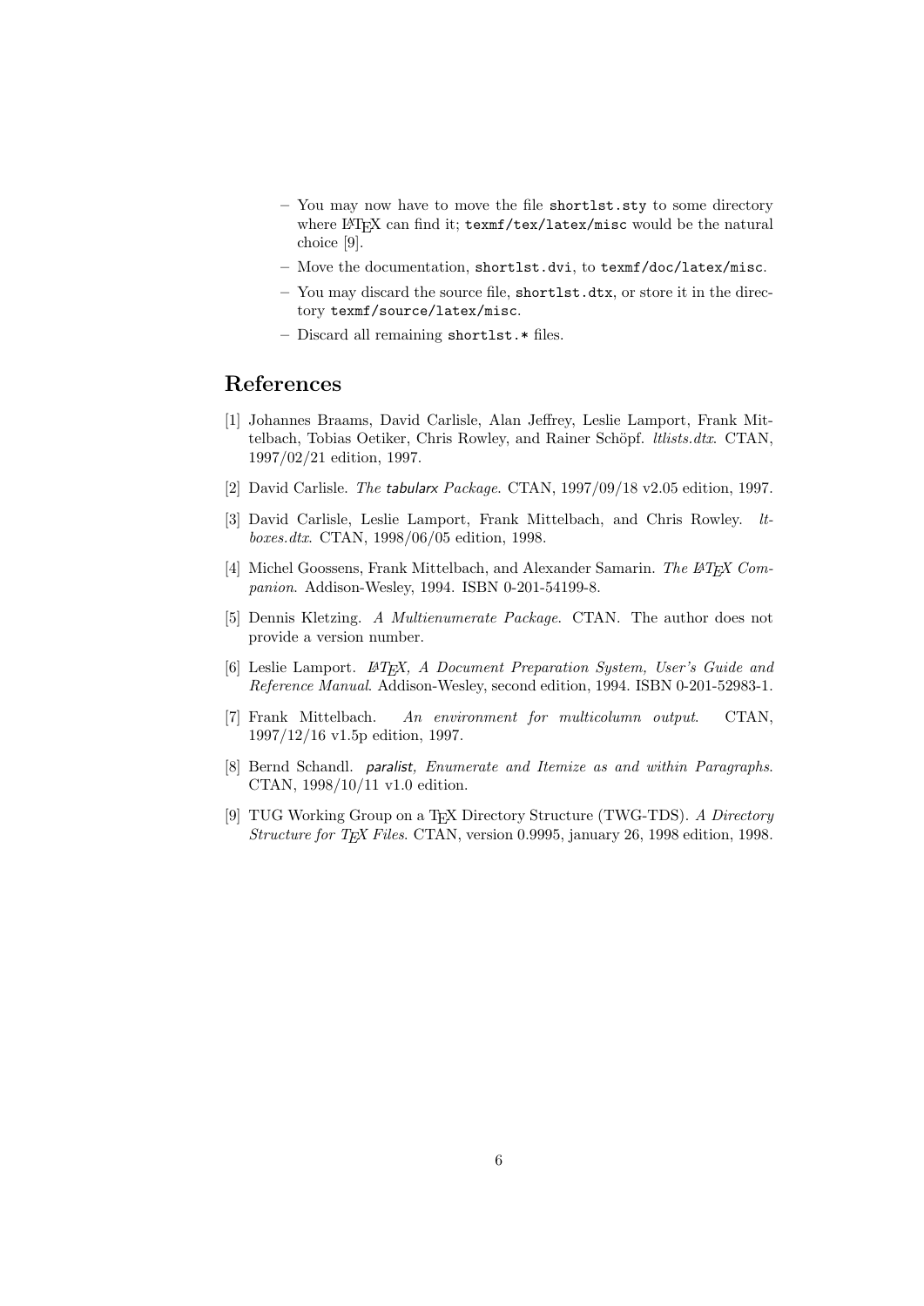- You may now have to move the file `shortlst.sty` to some directory where LaTeX can find it; `texmf/tex/latex/misc` would be the natural choice [9].
- Move the documentation, `shortlst.dvi`, to `texmf/doc/latex/misc`.
- You may discard the source file, `shortlst.dtx`, or store it in the directory `texmf/source/latex/misc`.
- Discard all remaining `shortlst.*` files.

## References

[1] Johannes Braams, David Carlisle, Alan Jeffrey, Leslie Lamport, Frank Mittelbach, Tobias Oetiker, Chris Rowley, and Rainer Schöpf. *ltlists.dtx*. CTAN, 1997/02/21 edition, 1997.

[2] David Carlisle. *The tabularx Package*. CTAN, 1997/09/18 v2.05 edition, 1997.

[3] David Carlisle, Leslie Lamport, Frank Mittelbach, and Chris Rowley. *ltboxes.dtx*. CTAN, 1998/06/05 edition, 1998.

[4] Michel Goossens, Frank Mittelbach, and Alexander Samarin. *The LaTeX Companion*. Addison-Wesley, 1994. ISBN 0-201-54199-8.

[5] Dennis Kletzing. *A Multienumerate Package*. CTAN. The author does not provide a version number.

[6] Leslie Lamport. *LaTeX, A Document Preparation System, User's Guide and Reference Manual*. Addison-Wesley, second edition, 1994. ISBN 0-201-52983-1.

[7] Frank Mittelbach. *An environment for multicolumn output*. CTAN, 1997/12/16 v1.5p edition, 1997.

[8] Bernd Schandl. *paralist, Enumerate and Itemize as and within Paragraphs*. CTAN, 1998/10/11 v1.0 edition.

[9] TUG Working Group on a TeX Directory Structure (TWG-TDS). *A Directory Structure for TeX Files*. CTAN, version 0.9995, january 26, 1998 edition, 1998.